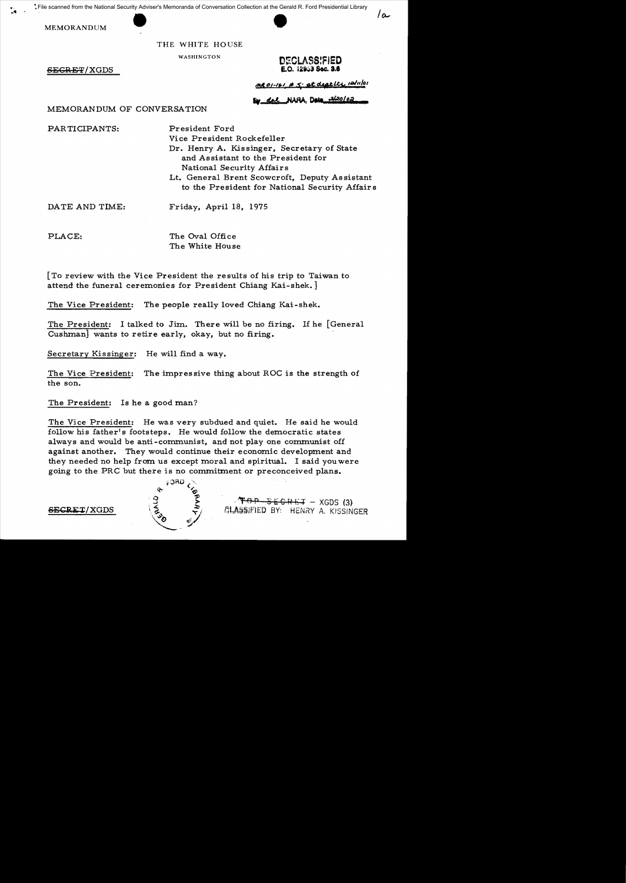File scanned from the National Security Adviser's Memoranda of Conversation Collection at the Gerald R. Ford Presidential Library

MEMORANDUM

THE WHITE HOUSE

WASHINGTON

~~SECRET~~/XGDS

DECLASSIFIED
E.O. 12958 Sec. 3.6
MR 01-161, #5; st dept ltr 12/11/01
By dal NARA, Date 3/20/02

MEMORANDUM OF CONVERSATION

PARTICIPANTS: President Ford
Vice President Rockefeller
Dr. Henry A. Kissinger, Secretary of State and Assistant to the President for National Security Affairs
Lt. General Brent Scowcroft, Deputy Assistant to the President for National Security Affairs

DATE AND TIME: Friday, April 18, 1975

PLACE: The Oval Office
The White House

[To review with the Vice President the results of his trip to Taiwan to attend the funeral ceremonies for President Chiang Kai-shek.]

The Vice President: The people really loved Chiang Kai-shek.

The President: I talked to Jim. There will be no firing. If he [General Cushman] wants to retire early, okay, but no firing.

Secretary Kissinger: He will find a way.

The Vice President: The impressive thing about ROC is the strength of the son.

The President: Is he a good man?

The Vice President: He was very subdued and quiet. He said he would follow his father's footsteps. He would follow the democratic states always and would be anti-communist, and not play one communist off against another. They would continue their economic development and they needed no help from us except moral and spiritual. I said you were going to the PRC but there is no commitment or preconceived plans.

~~SECRET~~/XGDS

~~TOP SECRET~~ – XGDS (3)
CLASSIFIED BY: HENRY A. KISSINGER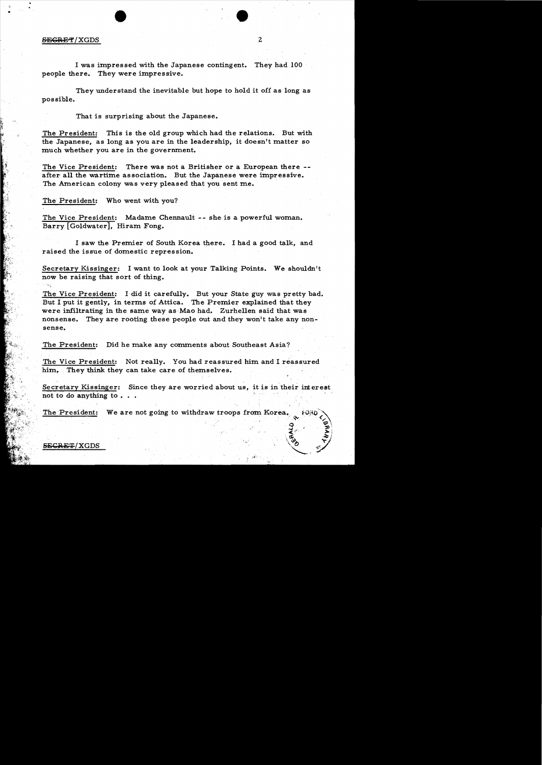I was impressed with the Japanese contingent. They had 100 people there. They were impressive.

They understand the inevitable but hope to hold it off as long as possible.

That is surprising about the Japanese.

The President: This is the old group which had the relations. But with the Japanese, as long as you are in the leadership, it doesn't matter so much whether you are in the government.

The Vice President: There was not a Britisher or a European there -- after all the wartime association. But the Japanese were impressive. The American colony was very pleased that you sent me.

The President: Who went with you?

The Vice President: Madame Chennault -- she is a powerful woman. Barry [Goldwater], Hiram Fong.

I saw the Premier of South Korea there. I had a good talk, and raised the issue of domestic repression.

Secretary Kissinger: I want to look at your Talking Points. We shouldn't now be raising that sort of thing.

The Vice President: I did it carefully. But your State guy was pretty bad. But I put it gently, in terms of Attica. The Premier explained that they were infiltrating in the same way as Mao had. Zurhellen said that was nonsense. They are rooting these people out and they won't take any nonsense.

The President: Did he make any comments about Southeast Asia?

The Vice President: Not really. You had reassured him and I reassured him. They think they can take care of themselves.

Secretary Kissinger: Since they are worried about us, it is in their interest not to do anything to . . .

The President: We are not going to withdraw troops from Korea.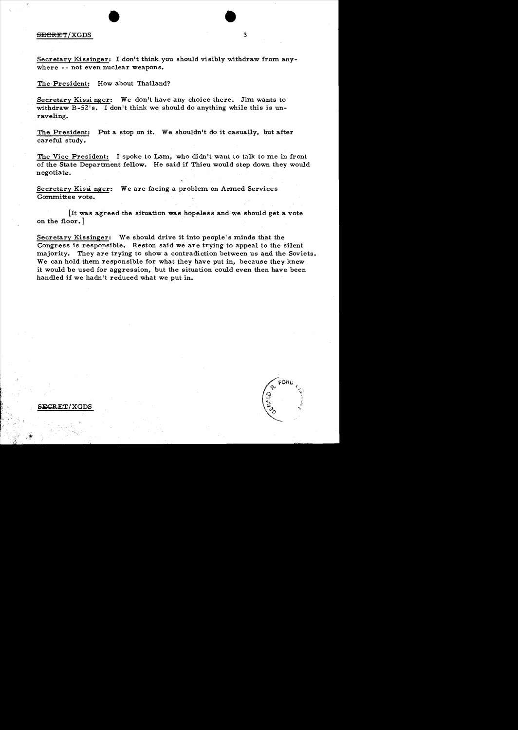Secretary Kissinger: I don't think you should visibly withdraw from anywhere -- not even nuclear weapons.

The President: How about Thailand?

Secretary Kissinger: We don't have any choice there. Jim wants to withdraw B-52's. I don't think we should do anything while this is unraveling.

The President: Put a stop on it. We shouldn't do it casually, but after careful study.

The Vice President: I spoke to Lam, who didn't want to talk to me in front of the State Department fellow. He said if Thieu would step down they would negotiate.

Secretary Kissinger: We are facing a problem on Armed Services Committee vote.

[It was agreed the situation was hopeless and we should get a vote on the floor.]

Secretary Kissinger: We should drive it into people's minds that the Congress is responsible. Reston said we are trying to appeal to the silent majority. They are trying to show a contradiction between us and the Soviets. We can hold them responsible for what they have put in, because they knew it would be used for aggression, but the situation could even then have been handled if we hadn't reduced what we put in.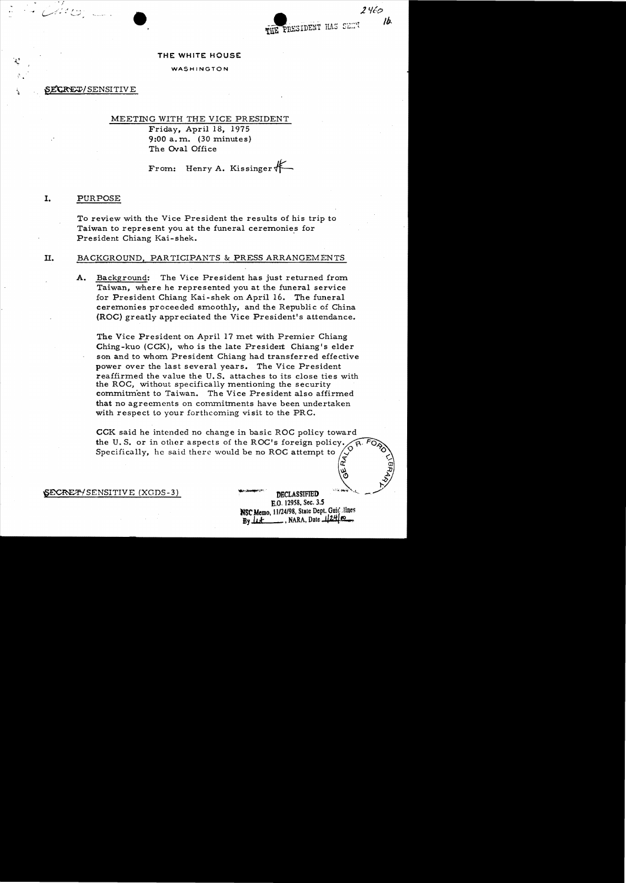THE PRESIDENT HAS SEEN

THE WHITE HOUSE

WASHINGTON

SECRET/SENSITIVE

MEETING WITH THE VICE PRESIDENT
Friday, April 18, 1975
9:00 a.m. (30 minutes)
The Oval Office

From: Henry A. Kissinger

## I. PURPOSE

To review with the Vice President the results of his trip to Taiwan to represent you at the funeral ceremonies for President Chiang Kai-shek.

## II. BACKGROUND, PARTICIPANTS & PRESS ARRANGEMENTS

A. Background: The Vice President has just returned from Taiwan, where he represented you at the funeral service for President Chiang Kai-shek on April 16. The funeral ceremonies proceeded smoothly, and the Republic of China (ROC) greatly appreciated the Vice President's attendance.

The Vice President on April 17 met with Premier Chiang Ching-kuo (CCK), who is the late President Chiang's elder son and to whom President Chiang had transferred effective power over the last several years. The Vice President reaffirmed the value the U.S. attaches to its close ties with the ROC, without specifically mentioning the security commitment to Taiwan. The Vice President also affirmed that no agreements on commitments have been undertaken with respect to your forthcoming visit to the PRC.

CCK said he intended no change in basic ROC policy toward the U.S. or in other aspects of the ROC's foreign policy. Specifically, he said there would be no ROC attempt to

SECRET/SENSITIVE (XGDS-3)

DECLASSIFIED
E.O. 12958, Sec. 3.5
NSC Memo, 11/24/98, State Dept. Guidelines
By lit, NARA, Date 1/24/02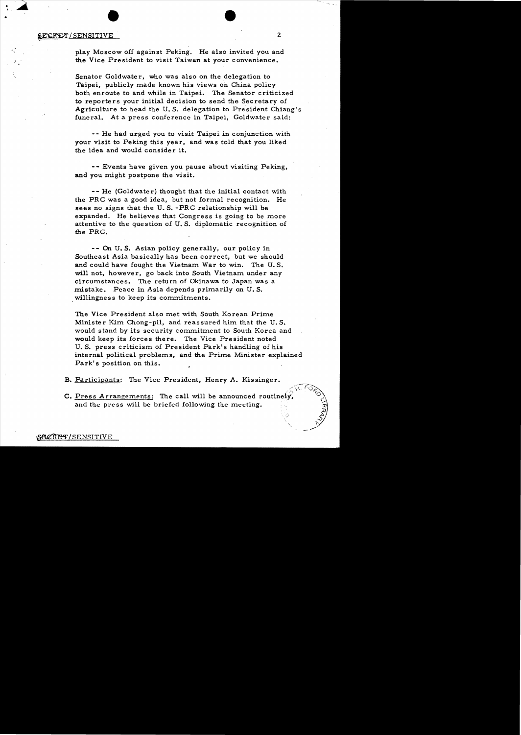play Moscow off against Peking. He also invited you and the Vice President to visit Taiwan at your convenience.

Senator Goldwater, who was also on the delegation to Taipei, publicly made known his views on China policy both enroute to and while in Taipei. The Senator criticized to reporters your initial decision to send the Secretary of Agriculture to head the U. S. delegation to President Chiang's funeral. At a press conference in Taipei, Goldwater said:

-- He had urged you to visit Taipei in conjunction with your visit to Peking this year, and was told that you liked the idea and would consider it.

-- Events have given you pause about visiting Peking, and you might postpone the visit.

-- He (Goldwater) thought that the initial contact with the PRC was a good idea, but not formal recognition. He sees no signs that the U. S. -PRC relationship will be expanded. He believes that Congress is going to be more attentive to the question of U. S. diplomatic recognition of the PRC.

-- On U. S. Asian policy generally, our policy in Southeast Asia basically has been correct, but we should and could have fought the Vietnam War to win. The U. S. will not, however, go back into South Vietnam under any circumstances. The return of Okinawa to Japan was a mistake. Peace in Asia depends primarily on U. S. willingness to keep its commitments.

The Vice President also met with South Korean Prime Minister Kim Chong-pil, and reassured him that the U. S. would stand by its security commitment to South Korea and would keep its forces there. The Vice President noted U. S. press criticism of President Park's handling of his internal political problems, and the Prime Minister explained Park's position on this.

B. Participants: The Vice President, Henry A. Kissinger.

C. Press Arrangements: The call will be announced routinely, and the press will be briefed following the meeting.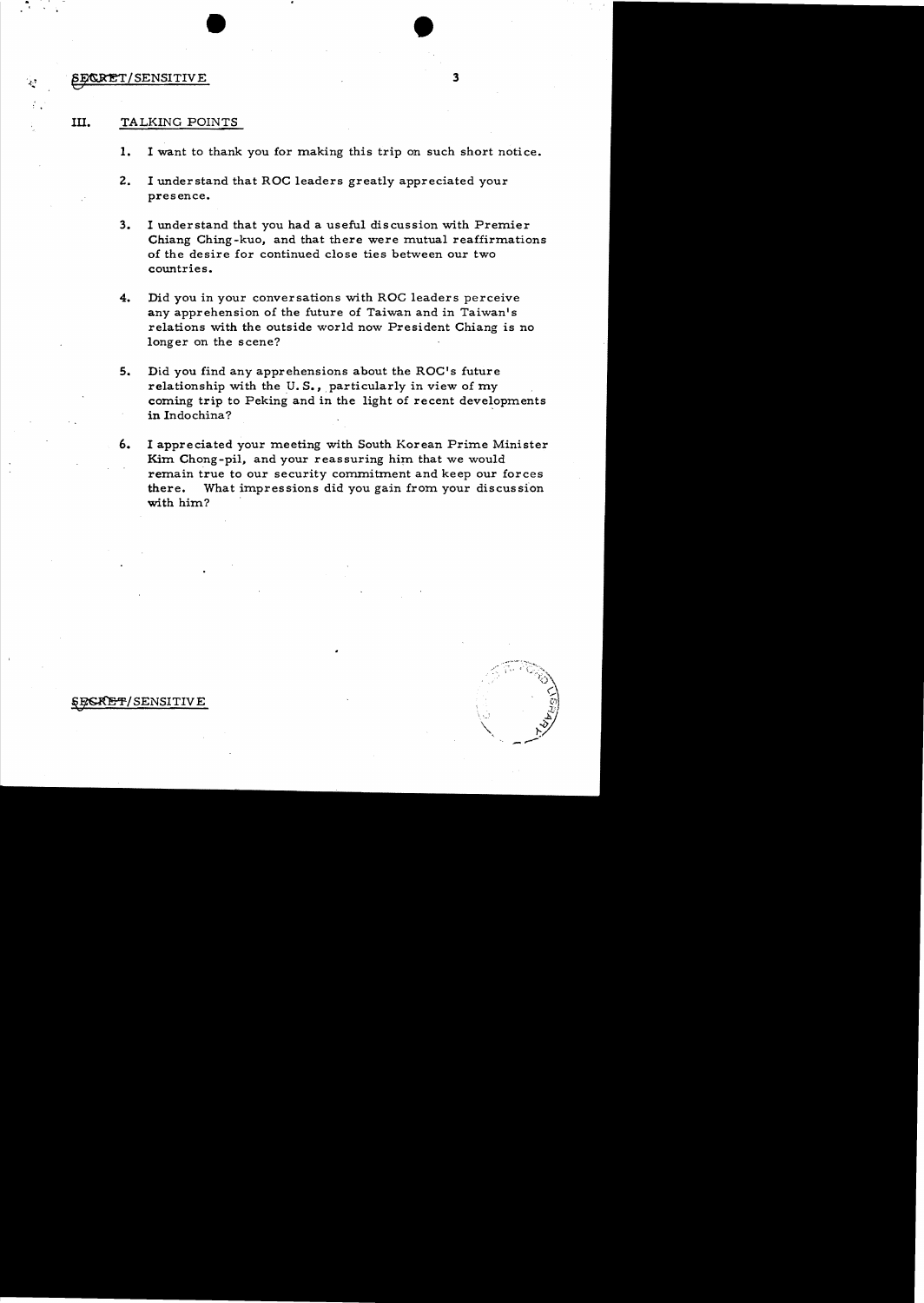SECRET/SENSITIVE

## III. TALKING POINTS

1. I want to thank you for making this trip on such short notice.

2. I understand that ROC leaders greatly appreciated your presence.

3. I understand that you had a useful discussion with Premier Chiang Ching-kuo, and that there were mutual reaffirmations of the desire for continued close ties between our two countries.

4. Did you in your conversations with ROC leaders perceive any apprehension of the future of Taiwan and in Taiwan's relations with the outside world now President Chiang is no longer on the scene?

5. Did you find any apprehensions about the ROC's future relationship with the U.S., particularly in view of my coming trip to Peking and in the light of recent developments in Indochina?

6. I appreciated your meeting with South Korean Prime Minister Kim Chong-pil, and your reassuring him that we would remain true to our security commitment and keep our forces there. What impressions did you gain from your discussion with him?

SECRET/SENSITIVE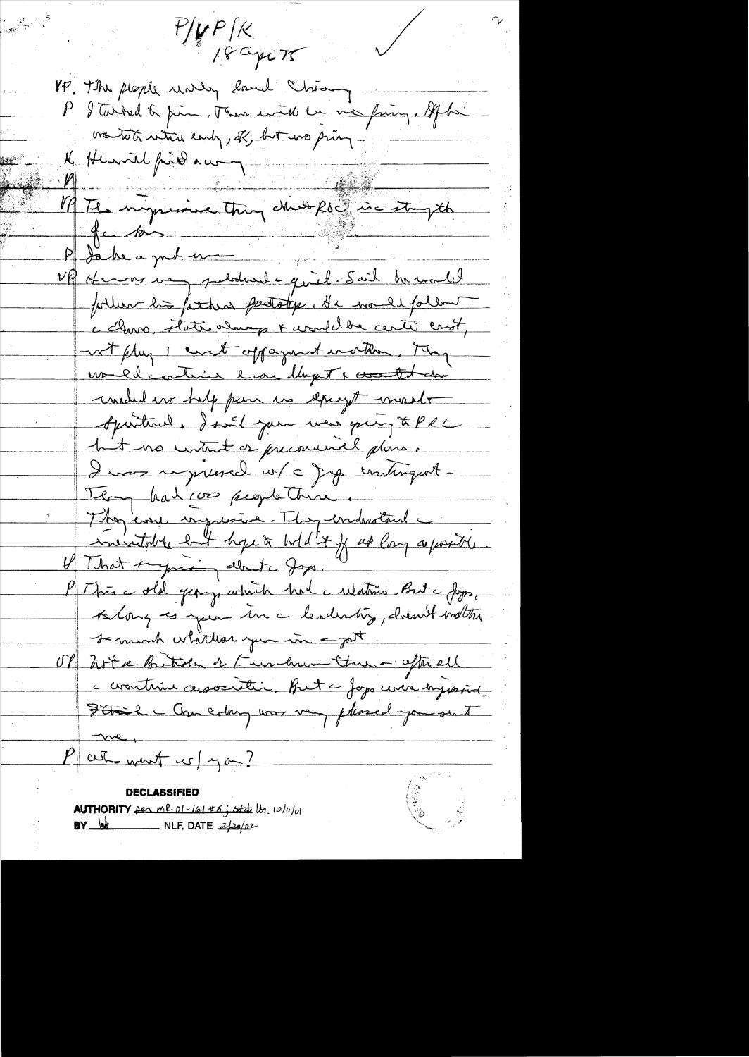P/VP/K
18 Apr 75

VP. The people really loved Chiang

P I talked to him. There will be no funeral. After
visits with family, K, but no funeral

K He will find a way

VP The impressive thing about ROC is strength
of the Army

P Take a good man

VP He was very subdued & quiet. Said he would
follow his father's footsteps. He would follow
the Army, state always & would be centre court,
not play 1 court off against another. They
would continue e our support & wanted to
would no help for us except moral &
spiritual. I said you were going to PRC
but no intent or prearranged plans.
I was impressed w/ the Jap contingent –
They had 1000 people there.
They were impressive. They understand the
inevitable but hope to hold it off as long as possible.

VP That surprised about the Japs.

P There old group which had the relations. But the Japs,
so long as you in the leadership, doesn't matter
so much whether you in the past.

VP Not the British or Europeans there – after all
the wartime association. But the Japs were impressive.
I think the Amb. of Lonny was very pleased you sent
me.

P What went w/ you?

**DECLASSIFIED**
AUTHORITY per MR 01-161 #5; state ltr. 12/11/01
BY lat NLF, DATE 2/20/02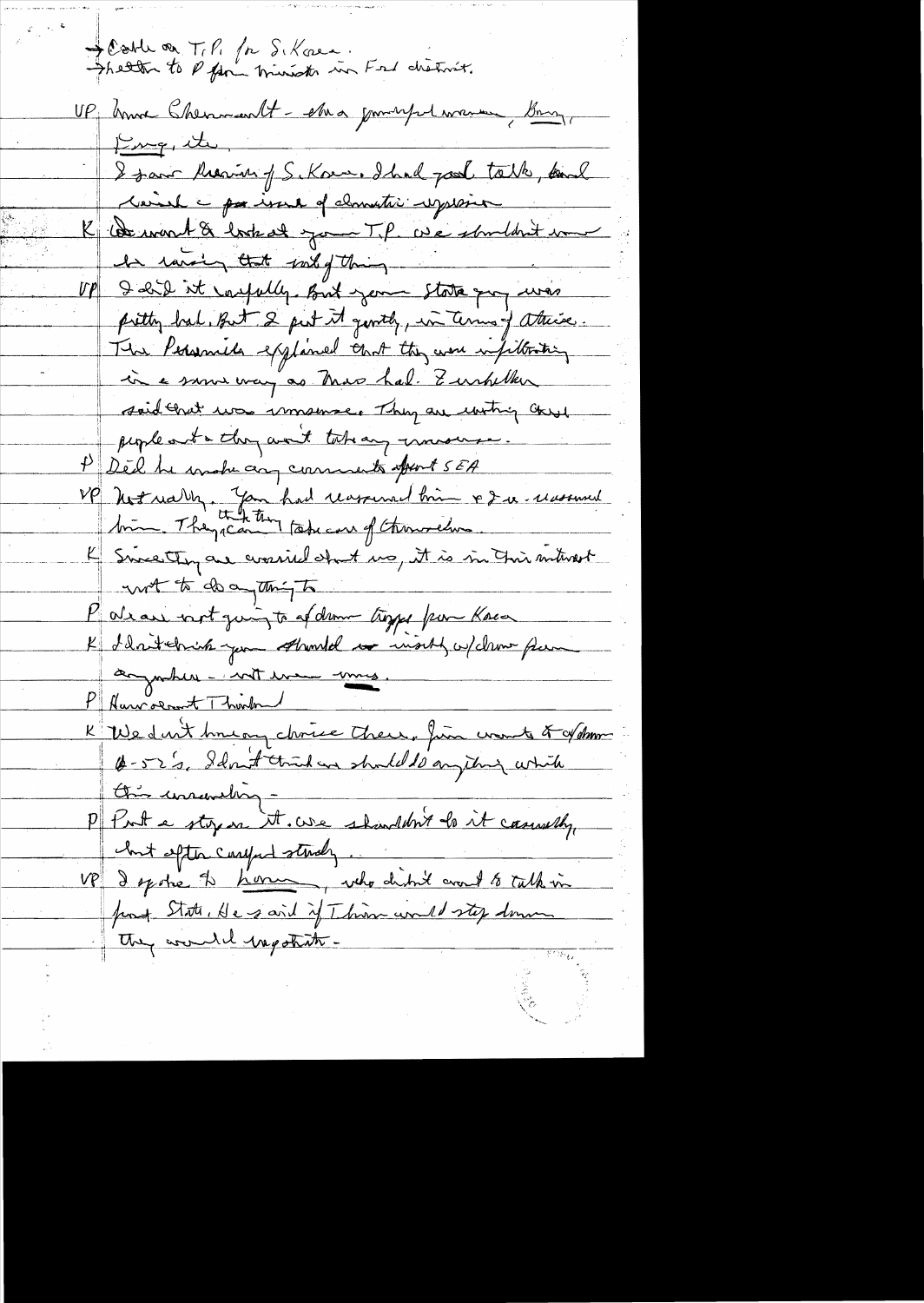→ Cable on T.P. for S. Korea.
→ Letter to P from minister in Ford district.

VP Anna Chennault – she a powerful woman, Bung, King, etc.
I saw Premier of S. Korea. I had good talk, and raised – for issue of domestic repression.

K We want to look at your T.P. we shouldn't move be raising that sort of thing.

VP I did it carefully. But your State guy was pretty bad. But I put it gently, in terms of attacks. The Personnel explained that they were infiltrating in a same way as Mao had. Zumwalt said that was nonsense. They are watching these people and they won't take any measures.

P Did he make any comments about SEA

VP Not really. You had reassured him & I re-assured him. They think they can't take care of themselves.

K Since they are worried about us, it is in their interest not to do anything to

P We are not going to withdraw troops from Korea

K I don't think you should withdraw w/draw from anywhere – not even arms.

P How about Thailand

K We don't have any choice there. Jim wants to w/draw B-52's. I don't think we should do anything which this unravelling –

P Put a stop on it. We shouldn't do it casually, but after careful study.

VP I spoke to Laos, who didn't want to talk in front State. He said if Thieu would step down they would negotiate –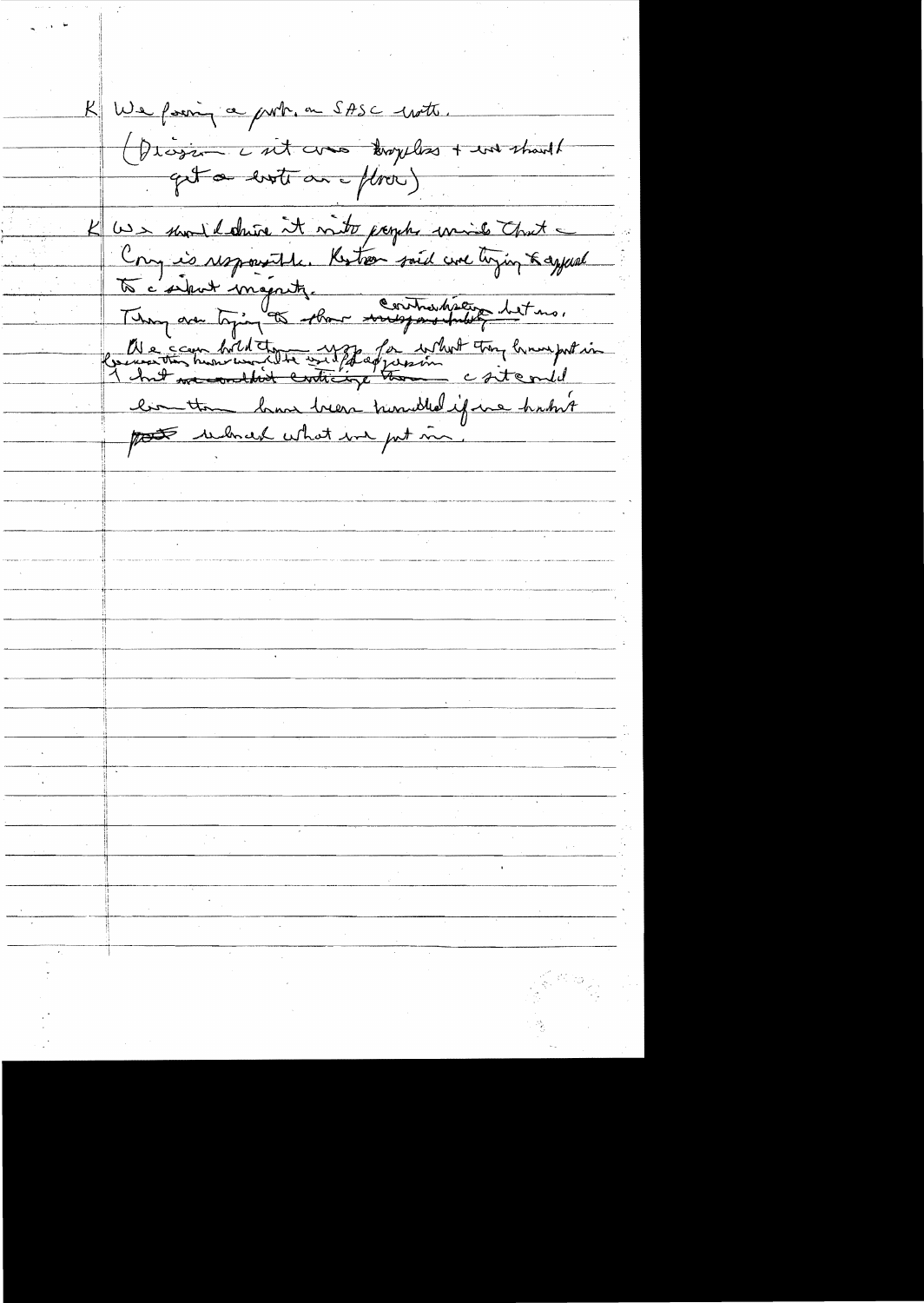K We facing a prob. on SASC vote.

(Dixon – it was hopeless + we should get a vote on the floor)

K We should drive it into people's minds that the Cong is responsible. Kirton said we trying to appeal to the silent majority.

They are trying to show ~~inconsistency~~ contradictory but no.

We can hold them resp for what they have put in. Reservations have made the aid of aggression. ~~I think we couldn't criticize them~~ the situation could have been handled if we hadn't ~~put~~ ~~blocked~~ what we put in.